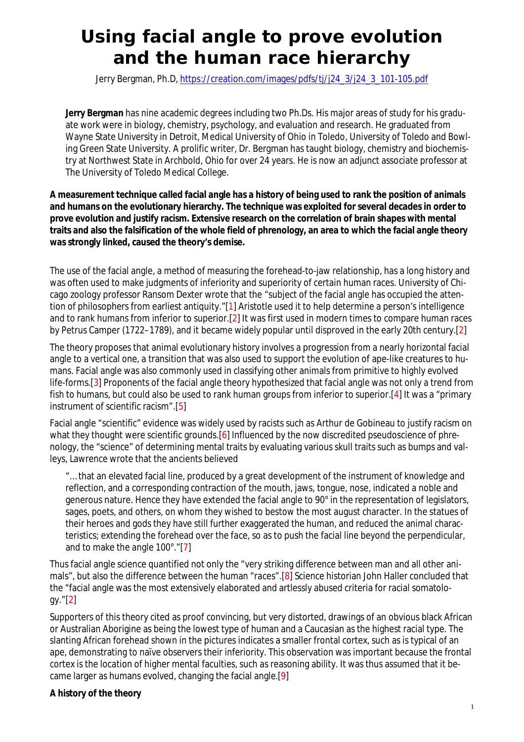# Using facial angle to prove evolution and the human race hierarchy

Jerry Bergman, Ph.D, https://creation.com/images/pdfs/tj/j24_3/j24_3_101-105.pdf

**Jerry Bergman** has nine academic degrees including two Ph.Ds. His major areas of study for his graduate work were in biology, chemistry, psychology, and evaluation and research. He graduated from Wayne State University in Detroit, Medical University of Ohio in Toledo, University of Toledo and Bowling Green State University. A prolific writer, Dr. Bergman has taught biology, chemistry and biochemistry at Northwest State in Archbold, Ohio for over 24 years. He is now an adjunct associate professor at The University of Toledo Medical College.

**A measurement technique called facial angle has a history of being used to rank the position of animals and humans on the evolutionary hierarchy. The technique was exploited for several decades in order to prove evolution and justify racism. Extensive research on the correlation of brain shapes with mental traits and also the falsification of the whole field of phrenology, an area to which the facial angle theory was strongly linked, caused the theory's demise.**

The use of the facial angle, a method of measuring the forehead-to-jaw relationship, has a long history and was often used to make judgments of inferiority and superiority of certain human races. University of Chicago zoology professor Ransom Dexter wrote that the "subject of the facial angle has occupied the attention of philosophers from earliest antiquity."[1] Aristotle used it to help determine a person's intelligence and to rank humans from inferior to superior.[2] It was first used in modern times to compare human races by Petrus Camper (1722–1789), and it became widely popular until disproved in the early 20th century.[2]

The theory proposes that animal evolutionary history involves a progression from a nearly horizontal facial angle to a vertical one, a transition that was also used to support the evolution of ape-like creatures to humans. Facial angle was also commonly used in classifying other animals from primitive to highly evolved life-forms.[3] Proponents of the facial angle theory hypothesized that facial angle was not only a trend from fish to humans, but could also be used to rank human groups from inferior to superior.[4] It was a "primary instrument of scientific racism".[5]

Facial angle "scientific" evidence was widely used by racists such as Arthur de Gobineau to justify racism on what they thought were scientific grounds.[6] Influenced by the now discredited pseudoscience of phrenology, the "science" of determining mental traits by evaluating various skull traits such as bumps and valleys, Lawrence wrote that the ancients believed

> "… that an elevated facial line, produced by a great development of the instrument of knowledge and reflection, and a corresponding contraction of the mouth, jaws, tongue, nose, indicated a noble and generous nature. Hence they have extended the facial angle to 90° in the representation of legislators, sages, poets, and others, on whom they wished to bestow the most august character. In the statues of their heroes and gods they have still further exaggerated the human, and reduced the animal characteristics; extending the forehead over the face, so as to push the facial line beyond the perpendicular, and to make the angle 100°."[7]

Thus facial angle science quantified not only the "very striking difference between man and all other animals", but also the difference between the human "races".[8] Science historian John Haller concluded that the "facial angle was the most extensively elaborated and artlessly abused criteria for racial somatology."[2]

Supporters of this theory cited as proof convincing, but very distorted, drawings of an obvious black African or Australian Aborigine as being the lowest type of human and a Caucasian as the highest racial type. The slanting African forehead shown in the pictures indicates a smaller frontal cortex, such as is typical of an ape, demonstrating to naïve observers their inferiority. This observation was important because the frontal cortex is the location of higher mental faculties, such as reasoning ability. It was thus assumed that it became larger as humans evolved, changing the facial angle.[9]

**A history of the theory**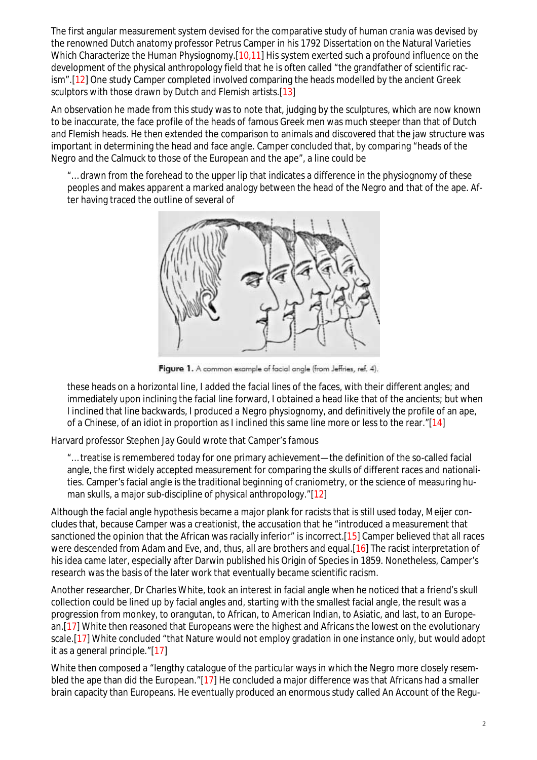The first angular measurement system devised for the comparative study of human crania was devised by the renowned Dutch anatomy professor Petrus Camper in his 1792 Dissertation on the Natural Varieties Which Characterize the Human Physiognomy.[10,11] His system exerted such a profound influence on the development of the physical anthropology field that he is often called "the grandfather of scientific racism".[12] One study Camper completed involved comparing the heads modelled by the ancient Greek sculptors with those drawn by Dutch and Flemish artists.[13]

An observation he made from this study was to note that, judging by the sculptures, which are now known to be inaccurate, the face profile of the heads of famous Greek men was much steeper than that of Dutch and Flemish heads. He then extended the comparison to animals and discovered that the jaw structure was important in determining the head and face angle. Camper concluded that, by comparing "heads of the Negro and the Calmuck to those of the European and the ape", a line could be

> "…drawn from the forehead to the upper lip that indicates a difference in the physiognomy of these peoples and makes apparent a marked analogy between the head of the Negro and that of the ape. After having traced the outline of several of these heads on a horizontal line, I added the facial lines of the faces, with their different angles; and immediately upon inclining the facial line forward, I obtained a head like that of the ancients; but when I inclined that line backwards, I produced a Negro physiognomy, and definitively the profile of an ape, of a Chinese, of an idiot in proportion as I inclined this same line more or less to the rear."[14]

**Figure 1.** A common example of facial angle (from Jeffries, ref. 4).

Harvard professor Stephen Jay Gould wrote that Camper's famous

> "…treatise is remembered today for one primary achievement—the definition of the so-called facial angle, the first widely accepted measurement for comparing the skulls of different races and nationalities. Camper's facial angle is the traditional beginning of craniometry, or the science of measuring human skulls, a major sub-discipline of physical anthropology."[12]

Although the facial angle hypothesis became a major plank for racists that is still used today, Meijer concludes that, because Camper was a creationist, the accusation that he "introduced a measurement that sanctioned the opinion that the African was racially inferior" is incorrect.[15] Camper believed that all races were descended from Adam and Eve, and, thus, all are brothers and equal.[16] The racist interpretation of his idea came later, especially after Darwin published his Origin of Species in 1859. Nonetheless, Camper's research was the basis of the later work that eventually became scientific racism.

Another researcher, Dr Charles White, took an interest in facial angle when he noticed that a friend's skull collection could be lined up by facial angles and, starting with the smallest facial angle, the result was a progression from monkey, to orangutan, to African, to American Indian, to Asiatic, and last, to an European.[17] White then reasoned that Europeans were the highest and Africans the lowest on the evolutionary scale.[17] White concluded "that Nature would not employ gradation in one instance only, but would adopt it as a general principle."[17]

White then composed a "lengthy catalogue of the particular ways in which the Negro more closely resembled the ape than did the European."[17] He concluded a major difference was that Africans had a smaller brain capacity than Europeans. He eventually produced an enormous study called An Account of the Regu-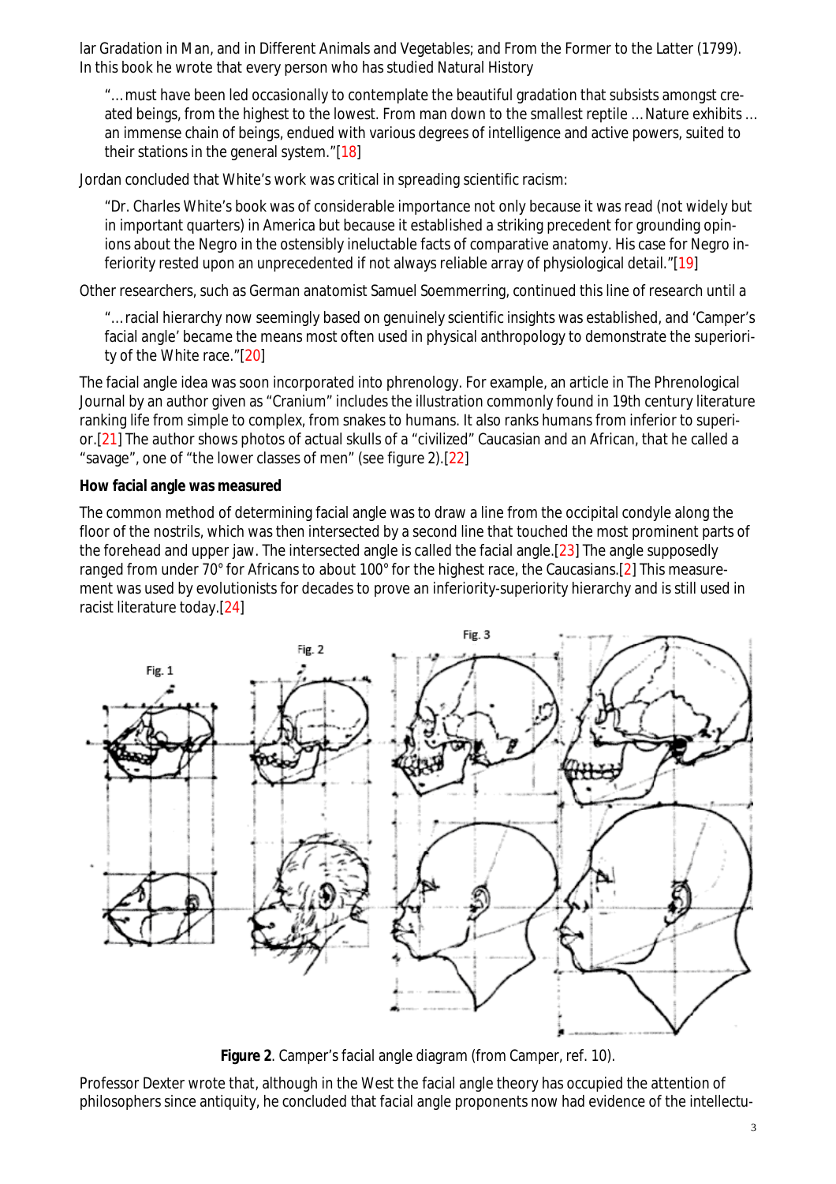lar Gradation in Man, and in Different Animals and Vegetables; and From the Former to the Latter (1799). In this book he wrote that every person who has studied Natural History

> "…must have been led occasionally to contemplate the beautiful gradation that subsists amongst created beings, from the highest to the lowest. From man down to the smallest reptile … Nature exhibits … an immense chain of beings, endued with various degrees of intelligence and active powers, suited to their stations in the general system."[18]

Jordan concluded that White's work was critical in spreading scientific racism:

> "Dr. Charles White's book was of considerable importance not only because it was read (not widely but in important quarters) in America but because it established a striking precedent for grounding opinions about the Negro in the ostensibly ineluctable facts of comparative anatomy. His case for Negro inferiority rested upon an unprecedented if not always reliable array of physiological detail."[19]

Other researchers, such as German anatomist Samuel Soemmerring, continued this line of research until a

> "…racial hierarchy now seemingly based on genuinely scientific insights was established, and 'Camper's facial angle' became the means most often used in physical anthropology to demonstrate the superiority of the White race."[20]

The facial angle idea was soon incorporated into phrenology. For example, an article in The Phrenological Journal by an author given as "Cranium" includes the illustration commonly found in 19th century literature ranking life from simple to complex, from snakes to humans. It also ranks humans from inferior to superior.[21] The author shows photos of actual skulls of a "civilized" Caucasian and an African, that he called a "savage", one of "the lower classes of men" (see figure 2).[22]

**How facial angle was measured**

The common method of determining facial angle was to draw a line from the occipital condyle along the floor of the nostrils, which was then intersected by a second line that touched the most prominent parts of the forehead and upper jaw. The intersected angle is called the facial angle.[23] The angle supposedly ranged from under 70° for Africans to about 100° for the highest race, the Caucasians.[2] This measurement was used by evolutionists for decades to prove an inferiority-superiority hierarchy and is still used in racist literature today.[24]

**Figure 2**. Camper's facial angle diagram (from Camper, ref. 10).

Professor Dexter wrote that, although in the West the facial angle theory has occupied the attention of philosophers since antiquity, he concluded that facial angle proponents now had evidence of the intellectu-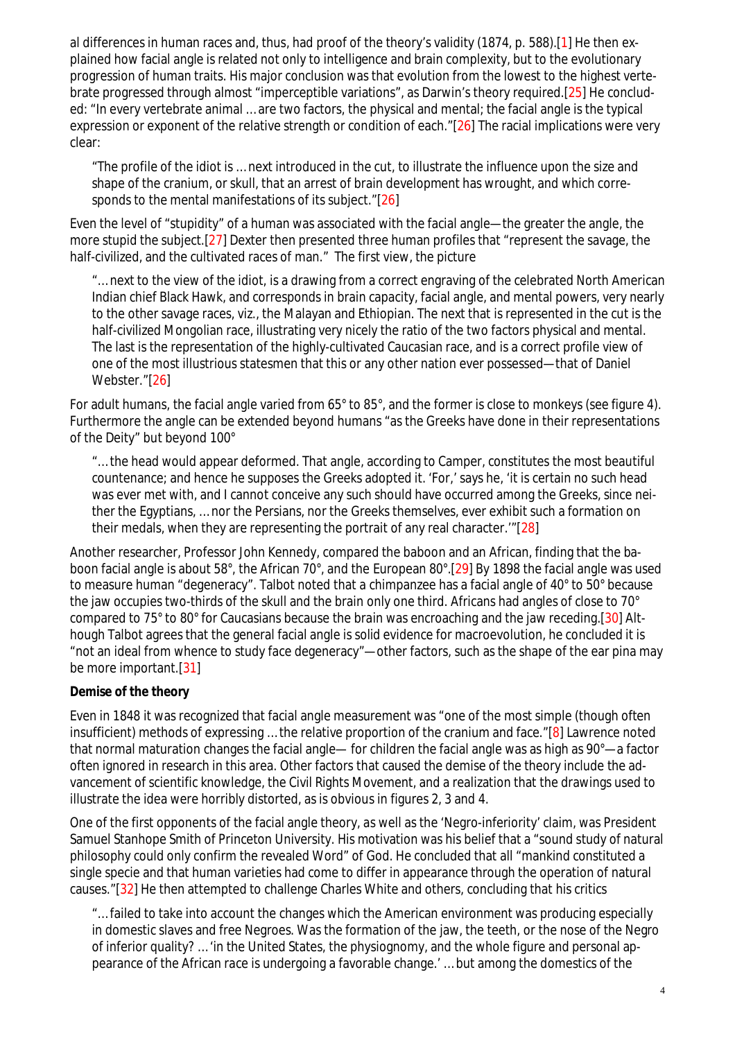al differences in human races and, thus, had proof of the theory's validity (1874, p. 588).[1] He then explained how facial angle is related not only to intelligence and brain complexity, but to the evolutionary progression of human traits. His major conclusion was that evolution from the lowest to the highest vertebrate progressed through almost "imperceptible variations", as Darwin's theory required.[25] He concluded: "In every vertebrate animal … are two factors, the physical and mental; the facial angle is the typical expression or exponent of the relative strength or condition of each."[26] The racial implications were very clear:

> "The profile of the idiot is … next introduced in the cut, to illustrate the influence upon the size and shape of the cranium, or skull, that an arrest of brain development has wrought, and which corresponds to the mental manifestations of its subject."[26]

Even the level of "stupidity" of a human was associated with the facial angle—the greater the angle, the more stupid the subject.[27] Dexter then presented three human profiles that "represent the savage, the half-civilized, and the cultivated races of man." The first view, the picture

> "… next to the view of the idiot, is a drawing from a correct engraving of the celebrated North American Indian chief Black Hawk, and corresponds in brain capacity, facial angle, and mental powers, very nearly to the other savage races, viz., the Malayan and Ethiopian. The next that is represented in the cut is the half-civilized Mongolian race, illustrating very nicely the ratio of the two factors physical and mental. The last is the representation of the highly-cultivated Caucasian race, and is a correct profile view of one of the most illustrious statesmen that this or any other nation ever possessed—that of Daniel Webster."[26]

For adult humans, the facial angle varied from 65° to 85°, and the former is close to monkeys (see figure 4). Furthermore the angle can be extended beyond humans "as the Greeks have done in their representations of the Deity" but beyond 100°

> "… the head would appear deformed. That angle, according to Camper, constitutes the most beautiful countenance; and hence he supposes the Greeks adopted it. 'For,' says he, 'it is certain no such head was ever met with, and I cannot conceive any such should have occurred among the Greeks, since neither the Egyptians, … nor the Persians, nor the Greeks themselves, ever exhibit such a formation on their medals, when they are representing the portrait of any real character.'"[28]

Another researcher, Professor John Kennedy, compared the baboon and an African, finding that the baboon facial angle is about 58°, the African 70°, and the European 80°.[29] By 1898 the facial angle was used to measure human "degeneracy". Talbot noted that a chimpanzee has a facial angle of 40° to 50° because the jaw occupies two-thirds of the skull and the brain only one third. Africans had angles of close to 70° compared to 75° to 80° for Caucasians because the brain was encroaching and the jaw receding.[30] Although Talbot agrees that the general facial angle is solid evidence for macroevolution, he concluded it is "not an ideal from whence to study face degeneracy"—other factors, such as the shape of the ear pina may be more important.[31]

**Demise of the theory**

Even in 1848 it was recognized that facial angle measurement was "one of the most simple (though often insufficient) methods of expressing … the relative proportion of the cranium and face."[8] Lawrence noted that normal maturation changes the facial angle— for children the facial angle was as high as 90°—a factor often ignored in research in this area. Other factors that caused the demise of the theory include the advancement of scientific knowledge, the Civil Rights Movement, and a realization that the drawings used to illustrate the idea were horribly distorted, as is obvious in figures 2, 3 and 4.

One of the first opponents of the facial angle theory, as well as the 'Negro-inferiority' claim, was President Samuel Stanhope Smith of Princeton University. His motivation was his belief that a "sound study of natural philosophy could only confirm the revealed Word" of God. He concluded that all "mankind constituted a single specie and that human varieties had come to differ in appearance through the operation of natural causes."[32] He then attempted to challenge Charles White and others, concluding that his critics

> "… failed to take into account the changes which the American environment was producing especially in domestic slaves and free Negroes. Was the formation of the jaw, the teeth, or the nose of the Negro of inferior quality? … 'in the United States, the physiognomy, and the whole figure and personal appearance of the African race is undergoing a favorable change.' … but among the domestics of the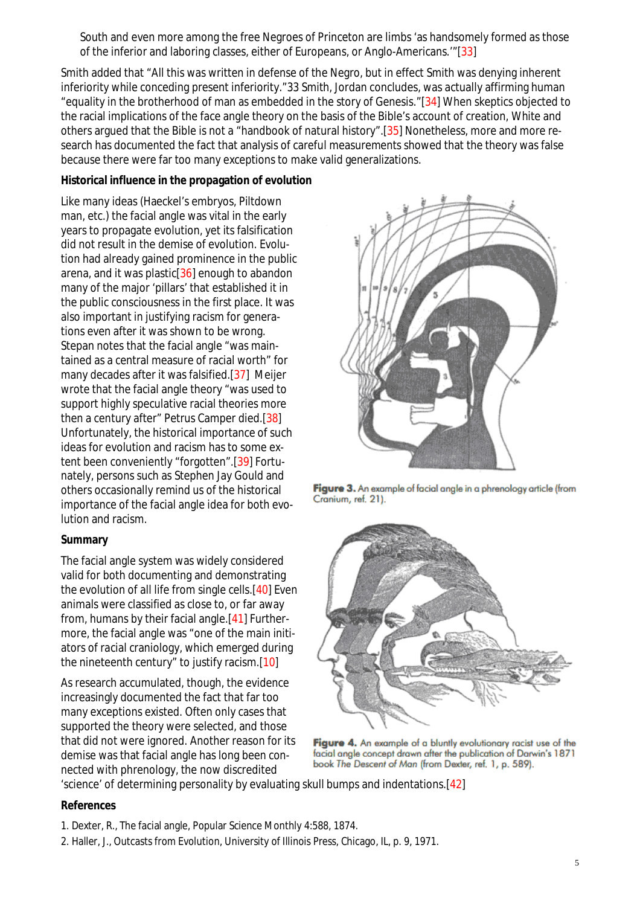South and even more among the free Negroes of Princeton are limbs 'as handsomely formed as those of the inferior and laboring classes, either of Europeans, or Anglo-Americans.'"[33]

Smith added that "All this was written in defense of the Negro, but in effect Smith was denying inherent inferiority while conceding present inferiority."33 Smith, Jordan concludes, was actually affirming human "equality in the brotherhood of man as embedded in the story of Genesis."[34] When skeptics objected to the racial implications of the face angle theory on the basis of the Bible's account of creation, White and others argued that the Bible is not a "handbook of natural history".[35] Nonetheless, more and more research has documented the fact that analysis of careful measurements showed that the theory was false because there were far too many exceptions to make valid generalizations.

**Historical influence in the propagation of evolution**

Like many ideas (Haeckel's embryos, Piltdown man, etc.) the facial angle was vital in the early years to propagate evolution, yet its falsification did not result in the demise of evolution. Evolution had already gained prominence in the public arena, and it was plastic[36] enough to abandon many of the major 'pillars' that established it in the public consciousness in the first place. It was also important in justifying racism for generations even after it was shown to be wrong. Stepan notes that the facial angle "was maintained as a central measure of racial worth" for many decades after it was falsified.[37] Meijer wrote that the facial angle theory "was used to support highly speculative racial theories more then a century after" Petrus Camper died.[38] Unfortunately, the historical importance of such ideas for evolution and racism has to some extent been conveniently "forgotten".[39] Fortunately, persons such as Stephen Jay Gould and others occasionally remind us of the historical importance of the facial angle idea for both evolution and racism.

Figure 3. An example of facial angle in a phrenology article (from Cranium, ref. 21).

**Summary**

The facial angle system was widely considered valid for both documenting and demonstrating the evolution of all life from single cells.[40] Even animals were classified as close to, or far away from, humans by their facial angle.[41] Furthermore, the facial angle was "one of the main initiators of racial craniology, which emerged during the nineteenth century" to justify racism.[10]

As research accumulated, though, the evidence increasingly documented the fact that far too many exceptions existed. Often only cases that supported the theory were selected, and those that did not were ignored. Another reason for its demise was that facial angle has long been connected with phrenology, the now discredited 'science' of determining personality by evaluating skull bumps and indentations.[42]

Figure 4. An example of a bluntly evolutionary racist use of the facial angle concept drawn after the publication of Darwin's 1871 book *The Descent of Man* (from Dexter, ref. 1, p. 589).

**References**

1. Dexter, R., The facial angle, Popular Science Monthly 4:588, 1874.
2. Haller, J., Outcasts from Evolution, University of Illinois Press, Chicago, IL, p. 9, 1971.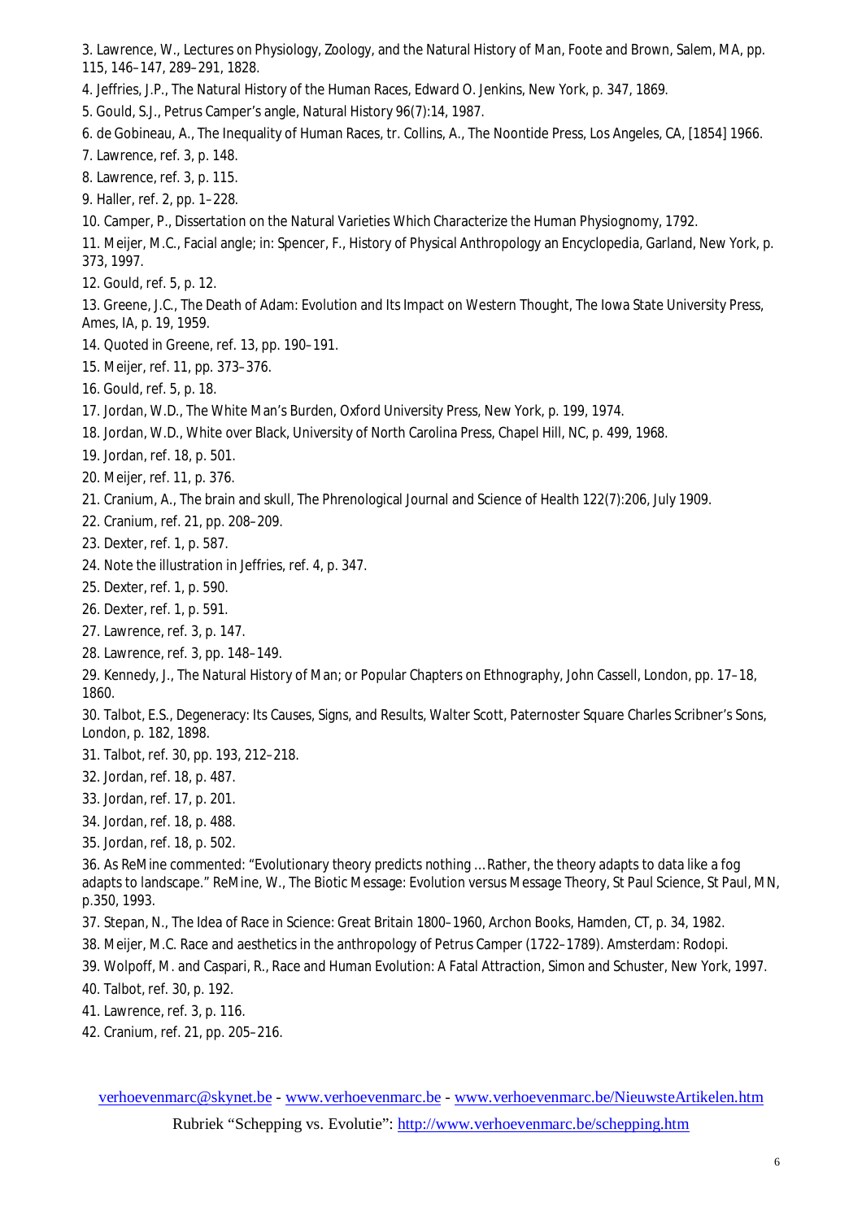3. Lawrence, W., Lectures on Physiology, Zoology, and the Natural History of Man, Foote and Brown, Salem, MA, pp. 115, 146–147, 289–291, 1828.

4. Jeffries, J.P., The Natural History of the Human Races, Edward O. Jenkins, New York, p. 347, 1869.

5. Gould, S.J., Petrus Camper's angle, Natural History 96(7):14, 1987.

6. de Gobineau, A., The Inequality of Human Races, tr. Collins, A., The Noontide Press, Los Angeles, CA, [1854] 1966.

7. Lawrence, ref. 3, p. 148.

8. Lawrence, ref. 3, p. 115.

9. Haller, ref. 2, pp. 1–228.

10. Camper, P., Dissertation on the Natural Varieties Which Characterize the Human Physiognomy, 1792.

11. Meijer, M.C., Facial angle; in: Spencer, F., History of Physical Anthropology an Encyclopedia, Garland, New York, p. 373, 1997.

12. Gould, ref. 5, p. 12.

13. Greene, J.C., The Death of Adam: Evolution and Its Impact on Western Thought, The Iowa State University Press, Ames, IA, p. 19, 1959.

14. Quoted in Greene, ref. 13, pp. 190–191.

15. Meijer, ref. 11, pp. 373–376.

16. Gould, ref. 5, p. 18.

17. Jordan, W.D., The White Man's Burden, Oxford University Press, New York, p. 199, 1974.

18. Jordan, W.D., White over Black, University of North Carolina Press, Chapel Hill, NC, p. 499, 1968.

19. Jordan, ref. 18, p. 501.

20. Meijer, ref. 11, p. 376.

21. Cranium, A., The brain and skull, The Phrenological Journal and Science of Health 122(7):206, July 1909.

22. Cranium, ref. 21, pp. 208–209.

23. Dexter, ref. 1, p. 587.

24. Note the illustration in Jeffries, ref. 4, p. 347.

25. Dexter, ref. 1, p. 590.

26. Dexter, ref. 1, p. 591.

27. Lawrence, ref. 3, p. 147.

28. Lawrence, ref. 3, pp. 148–149.

29. Kennedy, J., The Natural History of Man; or Popular Chapters on Ethnography, John Cassell, London, pp. 17–18, 1860.

30. Talbot, E.S., Degeneracy: Its Causes, Signs, and Results, Walter Scott, Paternoster Square Charles Scribner's Sons, London, p. 182, 1898.

31. Talbot, ref. 30, pp. 193, 212–218.

32. Jordan, ref. 18, p. 487.

33. Jordan, ref. 17, p. 201.

34. Jordan, ref. 18, p. 488.

35. Jordan, ref. 18, p. 502.

36. As ReMine commented: "Evolutionary theory predicts nothing … Rather, the theory adapts to data like a fog adapts to landscape." ReMine, W., The Biotic Message: Evolution versus Message Theory, St Paul Science, St Paul, MN, p.350, 1993.

37. Stepan, N., The Idea of Race in Science: Great Britain 1800–1960, Archon Books, Hamden, CT, p. 34, 1982.

38. Meijer, M.C. Race and aesthetics in the anthropology of Petrus Camper (1722–1789). Amsterdam: Rodopi.

39. Wolpoff, M. and Caspari, R., Race and Human Evolution: A Fatal Attraction, Simon and Schuster, New York, 1997.

40. Talbot, ref. 30, p. 192.

41. Lawrence, ref. 3, p. 116.

42. Cranium, ref. 21, pp. 205–216.

verhoevenmarc@skynet.be - www.verhoevenmarc.be - www.verhoevenmarc.be/NieuwsteArtikelen.htm

Rubriek "Schepping vs. Evolutie": http://www.verhoevenmarc.be/schepping.htm